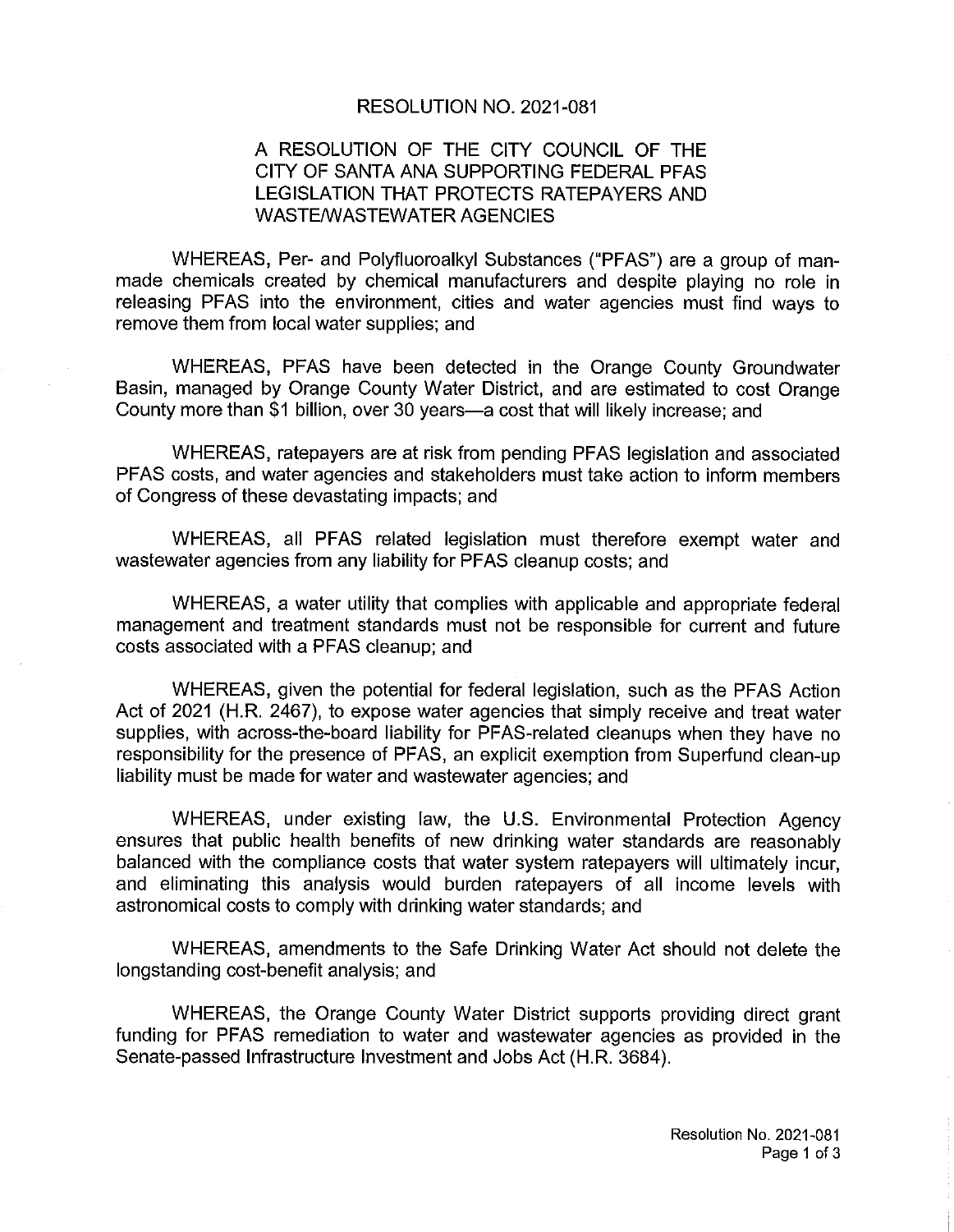# RESOLUTION NO. 2021-081

## A RESOLUTION OF THE CITY COUNCIL OF THE CITY OF SANTA ANA SUPPORTING FEDERAL PFAS LEGISLATION THAT PROTECTS RATEPAYERS AND WASTE/WASTEWATER AGENCIES

WHEREAS, Per- and Polyfluoroalkyl Substances ("PFAS") are a group of man-made chemicals created by chemical manufacturers and despite playing no role in releasing PFAS into the environment, cities and water agencies must find ways to remove them from local water supplies; and

WHEREAS, PFAS have been detected in the Orange County Groundwater Basin, managed by Orange County Water District, and are estimated to cost Orange County more than $1 billion, over 30 years—a cost that will likely increase; and

WHEREAS, ratepayers are at risk from pending PFAS legislation and associated PFAS costs, and water agencies and stakeholders must take action to inform members of Congress of these devastating impacts; and

WHEREAS, all PFAS related legislation must therefore exempt water and wastewater agencies from any liability for PFAS cleanup costs; and

WHEREAS, a water utility that complies with applicable and appropriate federal management and treatment standards must not be responsible for current and future costs associated with a PFAS cleanup; and

WHEREAS, given the potential for federal legislation, such as the PFAS Action Act of 2021 (H.R. 2467), to expose water agencies that simply receive and treat water supplies, with across-the-board liability for PFAS-related cleanups when they have no responsibility for the presence of PFAS, an explicit exemption from Superfund clean-up liability must be made for water and wastewater agencies; and

WHEREAS, under existing law, the U.S. Environmental Protection Agency ensures that public health benefits of new drinking water standards are reasonably balanced with the compliance costs that water system ratepayers will ultimately incur, and eliminating this analysis would burden ratepayers of all income levels with astronomical costs to comply with drinking water standards; and

WHEREAS, amendments to the Safe Drinking Water Act should not delete the longstanding cost-benefit analysis; and

WHEREAS, the Orange County Water District supports providing direct grant funding for PFAS remediation to water and wastewater agencies as provided in the Senate-passed Infrastructure Investment and Jobs Act (H.R. 3684).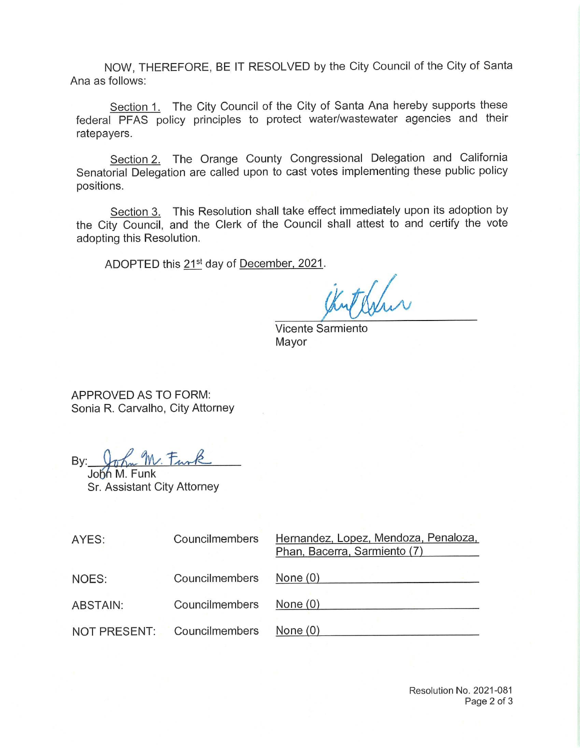NOW, THEREFORE, BE IT RESOLVED by the City Council of the City of Santa Ana as follows:

Section 1. The City Council of the City of Santa Ana hereby supports these federal PFAS policy principles to protect water/wastewater agencies and their ratepayers.

Section 2. The Orange County Congressional Delegation and California Senatorial Delegation are called upon to cast votes implementing these public policy positions.

Section 3. This Resolution shall take effect immediately upon its adoption by the City Council, and the Clerk of the Council shall attest to and certify the vote adopting this Resolution.

ADOPTED this 21st day of December, 2021.

Vicente Sarmiento
Mayor

APPROVED AS TO FORM:
Sonia R. Carvalho, City Attorney

By: John M. Funk
Sr. Assistant City Attorney

| | | |
|---|---|---|
| AYES: | Councilmembers | Hernandez, Lopez, Mendoza, Penaloza, Phan, Bacerra, Sarmiento (7) |
| NOES: | Councilmembers | None (0) |
| ABSTAIN: | Councilmembers | None (0) |
| NOT PRESENT: | Councilmembers | None (0) |

Resolution No. 2021-081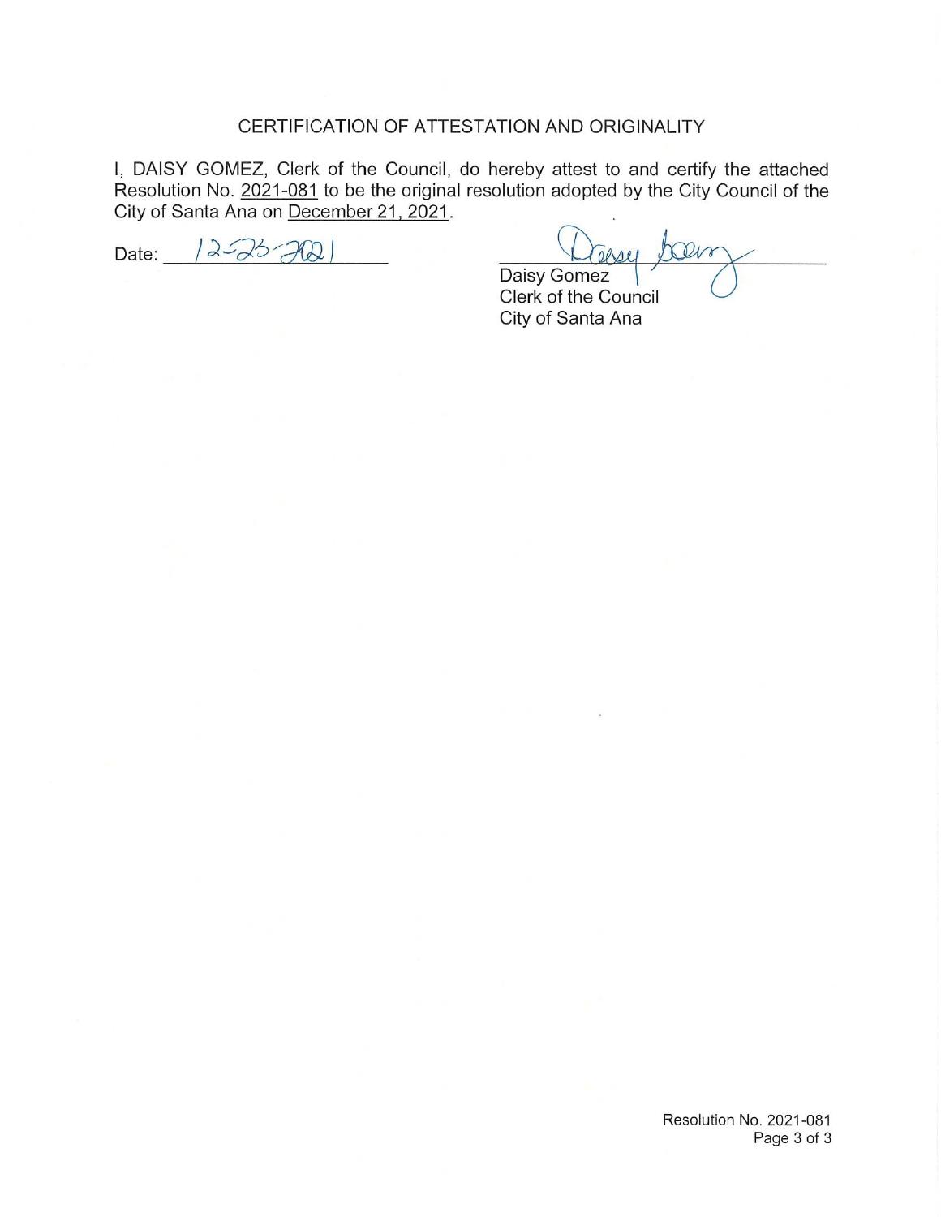## CERTIFICATION OF ATTESTATION AND ORIGINALITY

I, DAISY GOMEZ, Clerk of the Council, do hereby attest to and certify the attached Resolution No. 2021-081 to be the original resolution adopted by the City Council of the City of Santa Ana on December 21, 2021.

Date: 12-23-2021

Daisy Gomez
Clerk of the Council
City of Santa Ana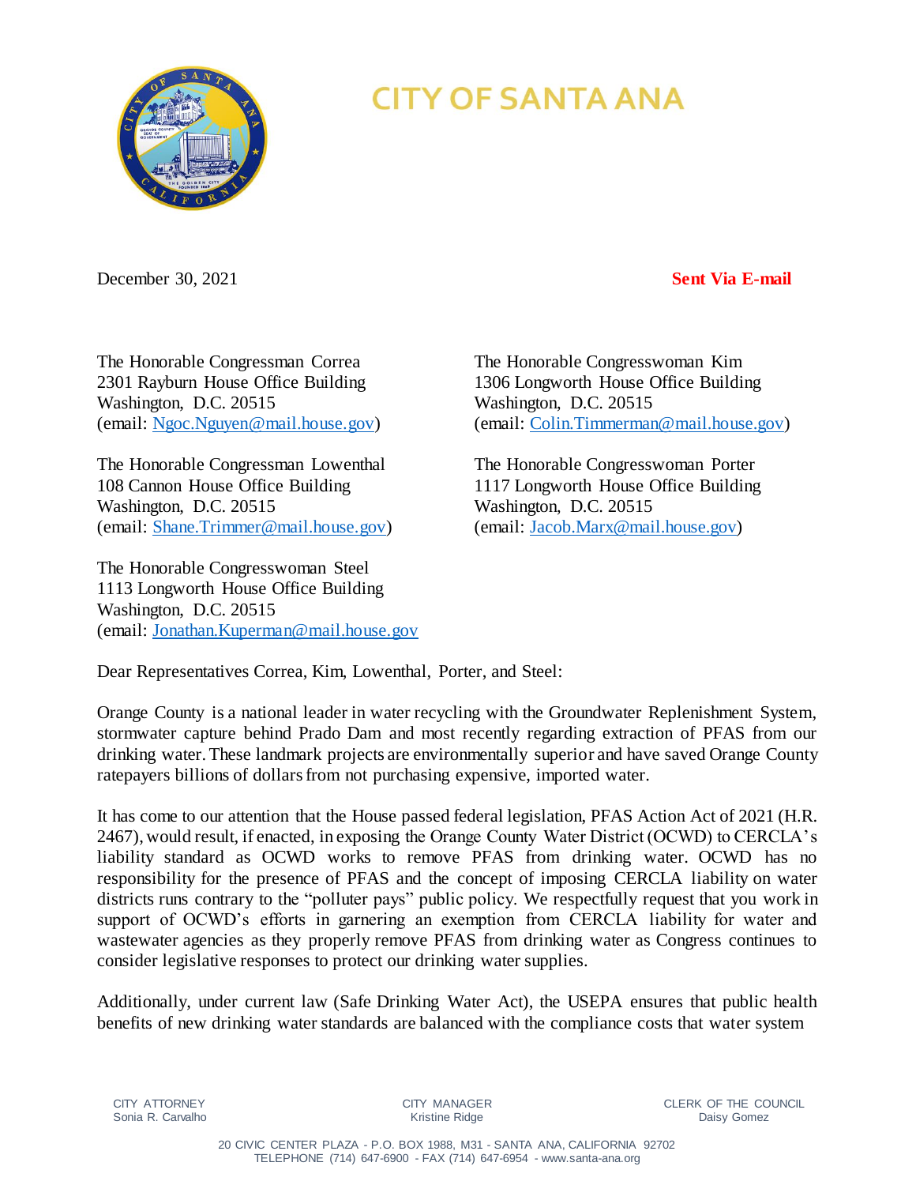# CITY OF SANTA ANA

December 30, 2021 **Sent Via E-mail**

The Honorable Congressman Correa
2301 Rayburn House Office Building
Washington, D.C. 20515
(email: Ngoc.Nguyen@mail.house.gov)

The Honorable Congresswoman Kim
1306 Longworth House Office Building
Washington, D.C. 20515
(email: Colin.Timmerman@mail.house.gov)

The Honorable Congressman Lowenthal
108 Cannon House Office Building
Washington, D.C. 20515
(email: Shane.Trimmer@mail.house.gov)

The Honorable Congresswoman Porter
1117 Longworth House Office Building
Washington, D.C. 20515
(email: Jacob.Marx@mail.house.gov)

The Honorable Congresswoman Steel
1113 Longworth House Office Building
Washington, D.C. 20515
(email: Jonathan.Kuperman@mail.house.gov

Dear Representatives Correa, Kim, Lowenthal, Porter, and Steel:

Orange County is a national leader in water recycling with the Groundwater Replenishment System, stormwater capture behind Prado Dam and most recently regarding extraction of PFAS from our drinking water. These landmark projects are environmentally superior and have saved Orange County ratepayers billions of dollars from not purchasing expensive, imported water.

It has come to our attention that the House passed federal legislation, PFAS Action Act of 2021 (H.R. 2467), would result, if enacted, in exposing the Orange County Water District (OCWD) to CERCLA's liability standard as OCWD works to remove PFAS from drinking water. OCWD has no responsibility for the presence of PFAS and the concept of imposing CERCLA liability on water districts runs contrary to the "polluter pays" public policy. We respectfully request that you work in support of OCWD's efforts in garnering an exemption from CERCLA liability for water and wastewater agencies as they properly remove PFAS from drinking water as Congress continues to consider legislative responses to protect our drinking water supplies.

Additionally, under current law (Safe Drinking Water Act), the USEPA ensures that public health benefits of new drinking water standards are balanced with the compliance costs that water system

CITY ATTORNEY
Sonia R. Carvalho

CITY MANAGER
Kristine Ridge

CLERK OF THE COUNCIL
Daisy Gomez

20 CIVIC CENTER PLAZA - P.O. BOX 1988, M31 - SANTA ANA, CALIFORNIA 92702
TELEPHONE (714) 647-6900 - FAX (714) 647-6954 - www.santa-ana.org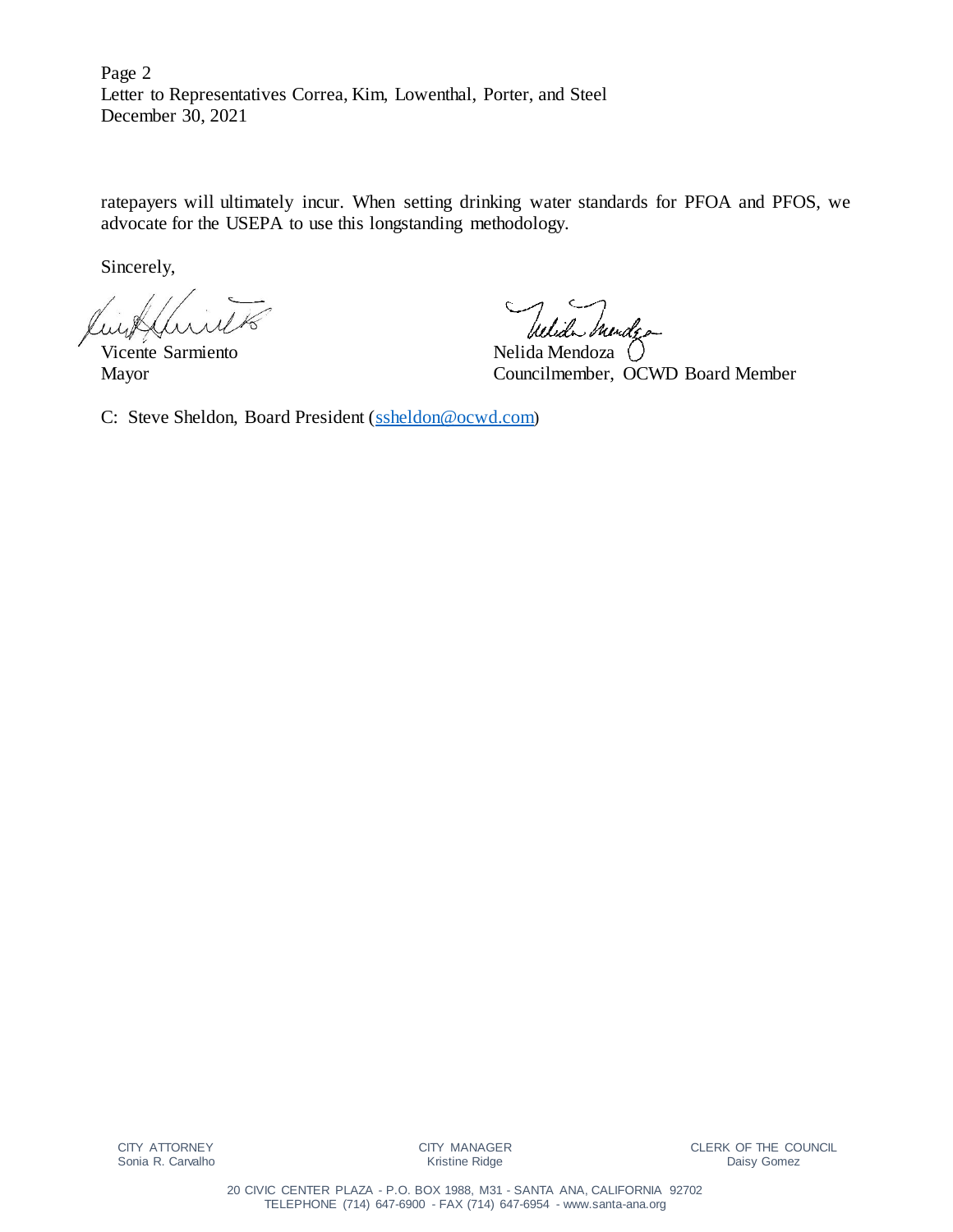ratepayers will ultimately incur. When setting drinking water standards for PFOA and PFOS, we advocate for the USEPA to use this longstanding methodology.

Sincerely,

Vicente Sarmiento
Mayor

Nelida Mendoza
Councilmember, OCWD Board Member

C: Steve Sheldon, Board President (ssheldon@ocwd.com)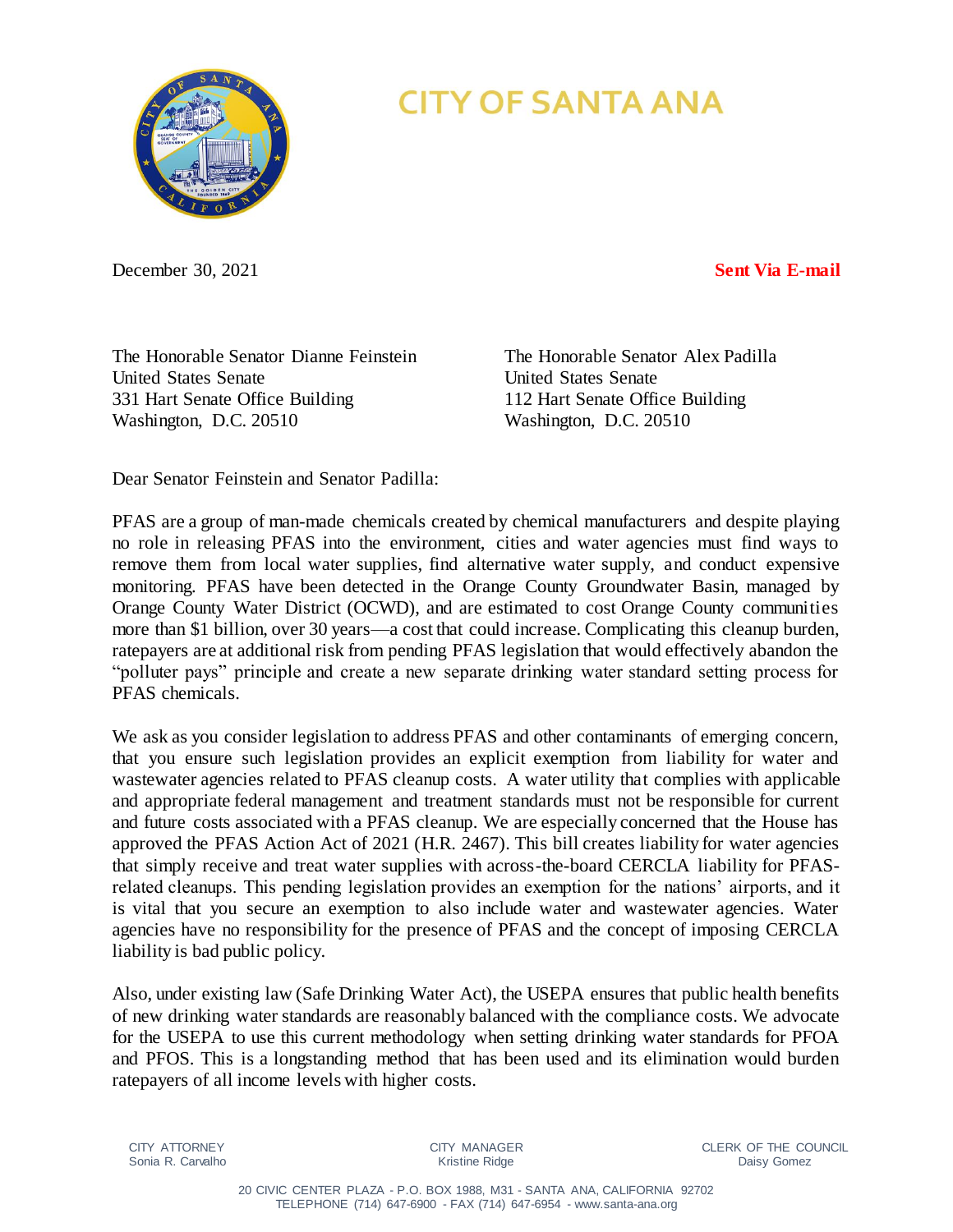# CITY OF SANTA ANA

December 30, 2021

**Sent Via E-mail**

The Honorable Senator Dianne Feinstein
United States Senate
331 Hart Senate Office Building
Washington, D.C. 20510

The Honorable Senator Alex Padilla
United States Senate
112 Hart Senate Office Building
Washington, D.C. 20510

Dear Senator Feinstein and Senator Padilla:

PFAS are a group of man-made chemicals created by chemical manufacturers and despite playing no role in releasing PFAS into the environment, cities and water agencies must find ways to remove them from local water supplies, find alternative water supply, and conduct expensive monitoring. PFAS have been detected in the Orange County Groundwater Basin, managed by Orange County Water District (OCWD), and are estimated to cost Orange County communities more than $1 billion, over 30 years—a cost that could increase. Complicating this cleanup burden, ratepayers are at additional risk from pending PFAS legislation that would effectively abandon the "polluter pays" principle and create a new separate drinking water standard setting process for PFAS chemicals.

We ask as you consider legislation to address PFAS and other contaminants of emerging concern, that you ensure such legislation provides an explicit exemption from liability for water and wastewater agencies related to PFAS cleanup costs. A water utility that complies with applicable and appropriate federal management and treatment standards must not be responsible for current and future costs associated with a PFAS cleanup. We are especially concerned that the House has approved the PFAS Action Act of 2021 (H.R. 2467). This bill creates liability for water agencies that simply receive and treat water supplies with across-the-board CERCLA liability for PFAS-related cleanups. This pending legislation provides an exemption for the nations' airports, and it is vital that you secure an exemption to also include water and wastewater agencies. Water agencies have no responsibility for the presence of PFAS and the concept of imposing CERCLA liability is bad public policy.

Also, under existing law (Safe Drinking Water Act), the USEPA ensures that public health benefits of new drinking water standards are reasonably balanced with the compliance costs. We advocate for the USEPA to use this current methodology when setting drinking water standards for PFOA and PFOS. This is a longstanding method that has been used and its elimination would burden ratepayers of all income levels with higher costs.

CITY ATTORNEY
Sonia R. Carvalho

CITY MANAGER
Kristine Ridge

CLERK OF THE COUNCIL
Daisy Gomez

20 CIVIC CENTER PLAZA - P.O. BOX 1988, M31 - SANTA ANA, CALIFORNIA 92702
TELEPHONE (714) 647-6900 - FAX (714) 647-6954 - www.santa-ana.org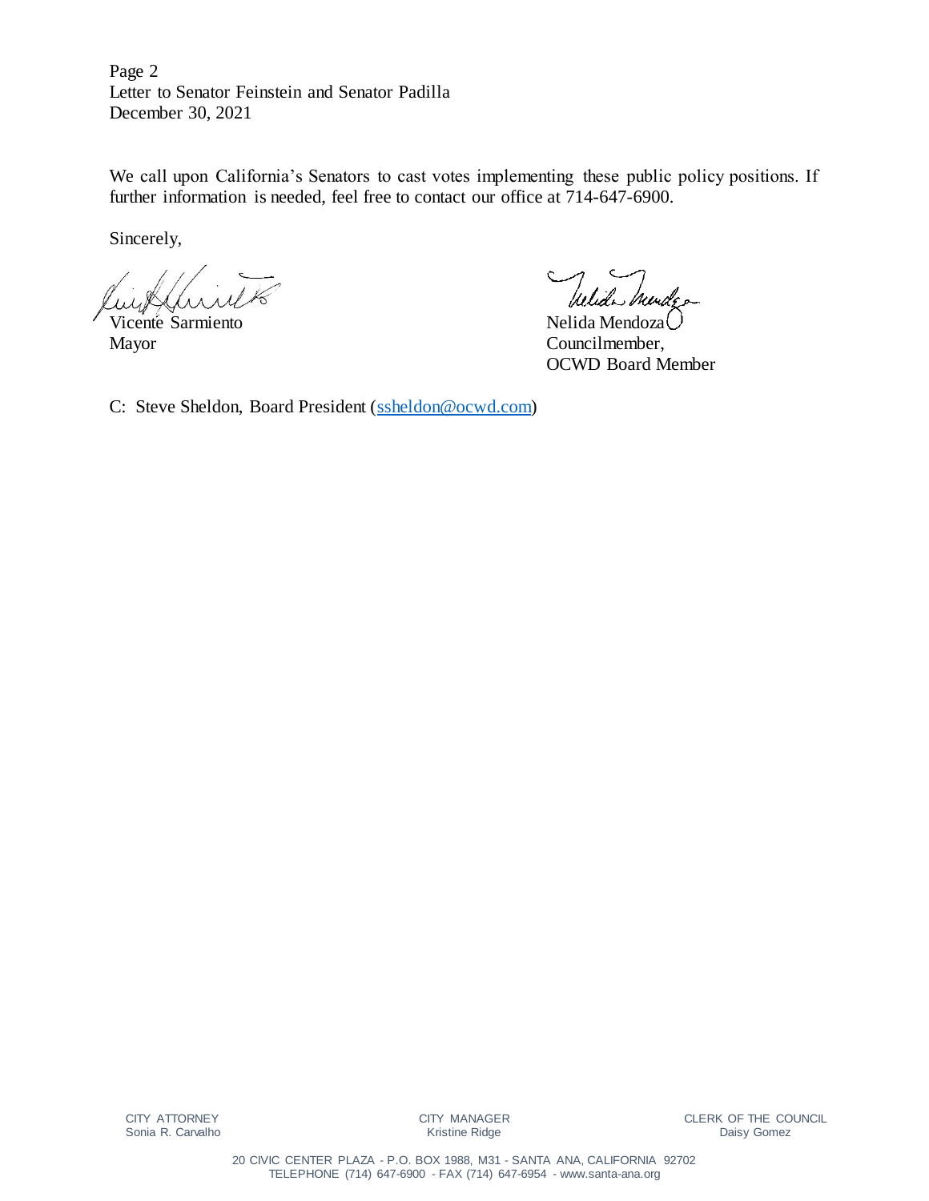We call upon California's Senators to cast votes implementing these public policy positions. If further information is needed, feel free to contact our office at 714-647-6900.

Sincerely,

Vicente Sarmiento
Mayor

Nelida Mendoza
Councilmember,
OCWD Board Member

C: Steve Sheldon, Board President (ssheldon@ocwd.com)

CITY ATTORNEY
Sonia R. Carvalho

CITY MANAGER
Kristine Ridge

CLERK OF THE COUNCIL
Daisy Gomez

20 CIVIC CENTER PLAZA - P.O. BOX 1988, M31 - SANTA ANA, CALIFORNIA 92702
TELEPHONE (714) 647-6900 - FAX (714) 647-6954 - www.santa-ana.org